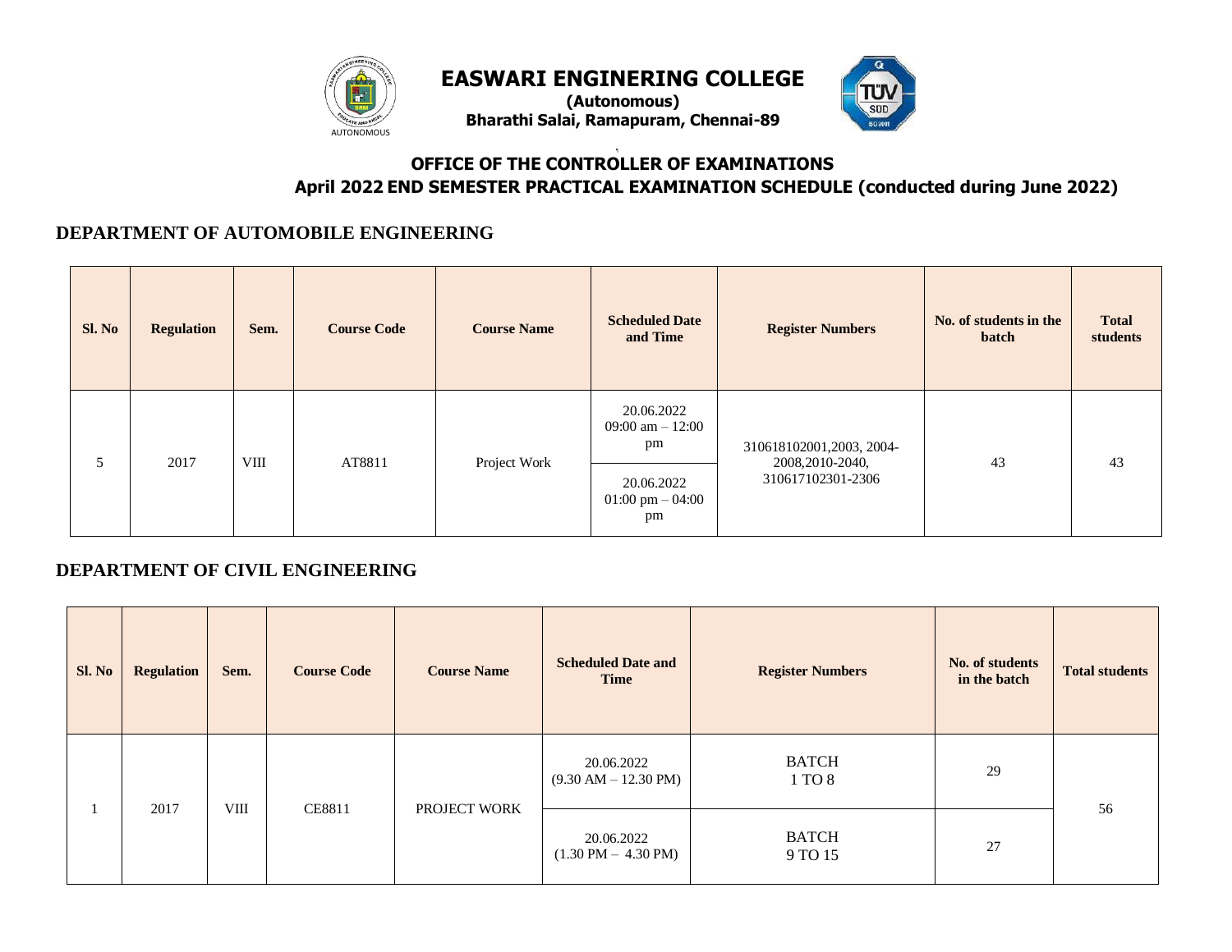# EASWARI ENGINERING COLLEGE

**(Autonomous)**

**Bharathi Salai, Ramapuram, Chennai-89**

## OFFICE OF THE CONTROLLER OF EXAMINATIONS

## April 2022 END SEMESTER PRACTICAL EXAMINATION SCHEDULE (conducted during June 2022)

### DEPARTMENT OF AUTOMOBILE ENGINEERING

| Sl. No | Regulation | Sem. | Course Code | Course Name | Scheduled Date and Time | Register Numbers | No. of students in the batch | Total students |
|---|---|---|---|---|---|---|---|---|
| 5 | 2017 | VIII | AT8811 | Project Work | 20.06.2022 09:00 am – 12:00 pm | 310618102001,2003, 2004-2008,2010-2040, 310617102301-2306 | 43 | 43 |
| | | | | | 20.06.2022 01:00 pm – 04:00 pm | | | |

### DEPARTMENT OF CIVIL ENGINEERING

| Sl. No | Regulation | Sem. | Course Code | Course Name | Scheduled Date and Time | Register Numbers | No. of students in the batch | Total students |
|---|---|---|---|---|---|---|---|---|
| 1 | 2017 | VIII | CE8811 | PROJECT WORK | 20.06.2022 (9.30 AM – 12.30 PM) | BATCH 1 TO 8 | 29 | 56 |
| | | | | | 20.06.2022 (1.30 PM – 4.30 PM) | BATCH 9 TO 15 | 27 | |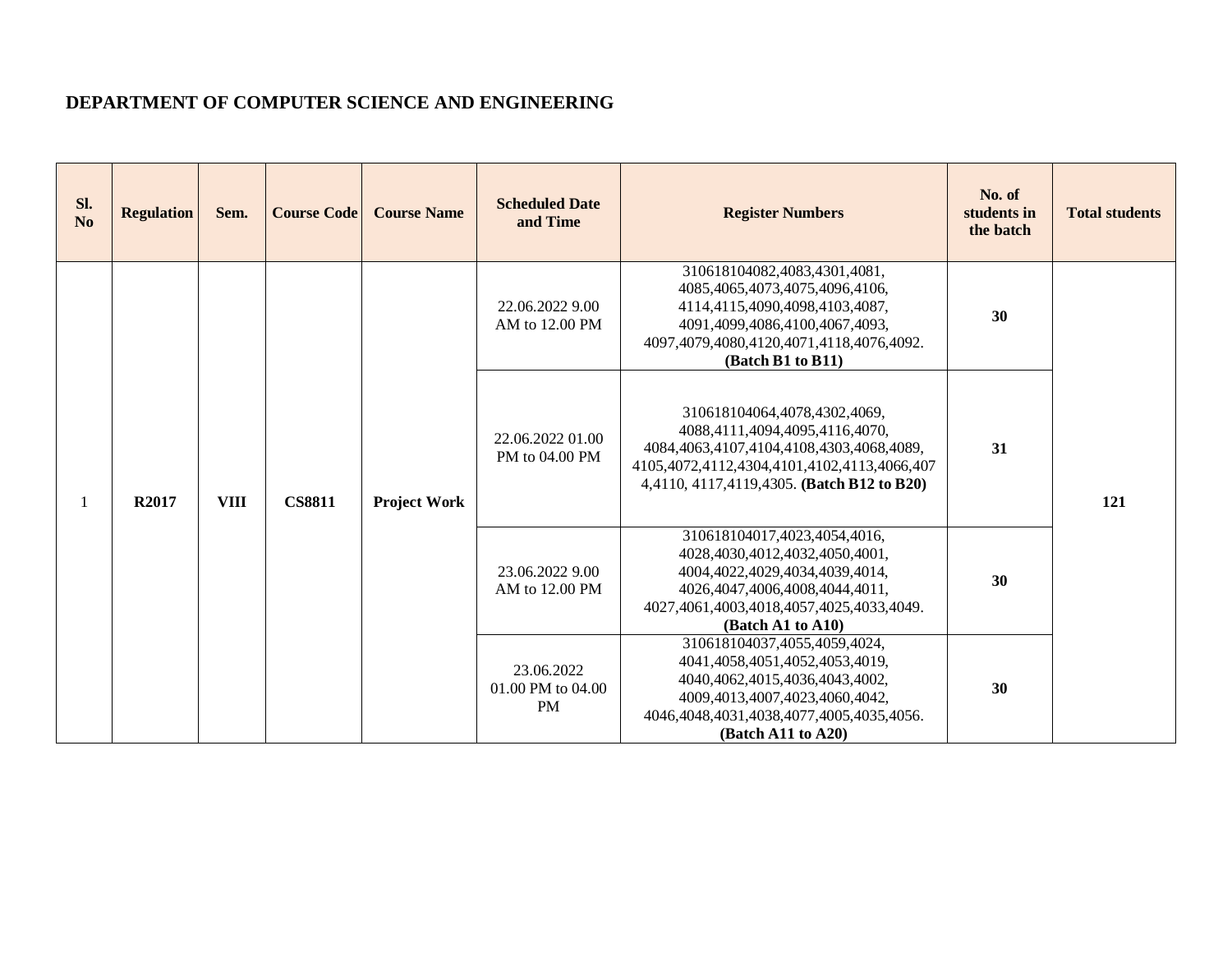**DEPARTMENT OF COMPUTER SCIENCE AND ENGINEERING**

| Sl. No | Regulation | Sem. | Course Code | Course Name | Scheduled Date and Time | Register Numbers | No. of students in the batch | Total students |
|---|---|---|---|---|---|---|---|---|
| 1 | **R2017** | **VIII** | **CS8811** | **Project Work** | 22.06.2022 9.00 AM to 12.00 PM | 310618104082,4083,4301,4081, 4085,4065,4073,4075,4096,4106, 4114,4115,4090,4098,4103,4087, 4091,4099,4086,4100,4067,4093, 4097,4079,4080,4120,4071,4118,4076,4092. **(Batch B1 to B11)** | **30** | **121** |
| | | | | | 22.06.2022 01.00 PM to 04.00 PM | 310618104064,4078,4302,4069, 4088,4111,4094,4095,4116,4070, 4084,4063,4107,4104,4108,4303,4068,4089, 4105,4072,4112,4304,4101,4102,4113,4066,4074,4110, 4117,4119,4305. **(Batch B12 to B20)** | **31** | |
| | | | | | 23.06.2022 9.00 AM to 12.00 PM | 310618104017,4023,4054,4016, 4028,4030,4012,4032,4050,4001, 4004,4022,4029,4034,4039,4014, 4026,4047,4006,4008,4044,4011, 4027,4061,4003,4018,4057,4025,4033,4049. **(Batch A1 to A10)** | **30** | |
| | | | | | 23.06.2022 01.00 PM to 04.00 PM | 310618104037,4055,4059,4024, 4041,4058,4051,4052,4053,4019, 4040,4062,4015,4036,4043,4002, 4009,4013,4007,4023,4060,4042, 4046,4048,4031,4038,4077,4005,4035,4056. **(Batch A11 to A20)** | **30** | |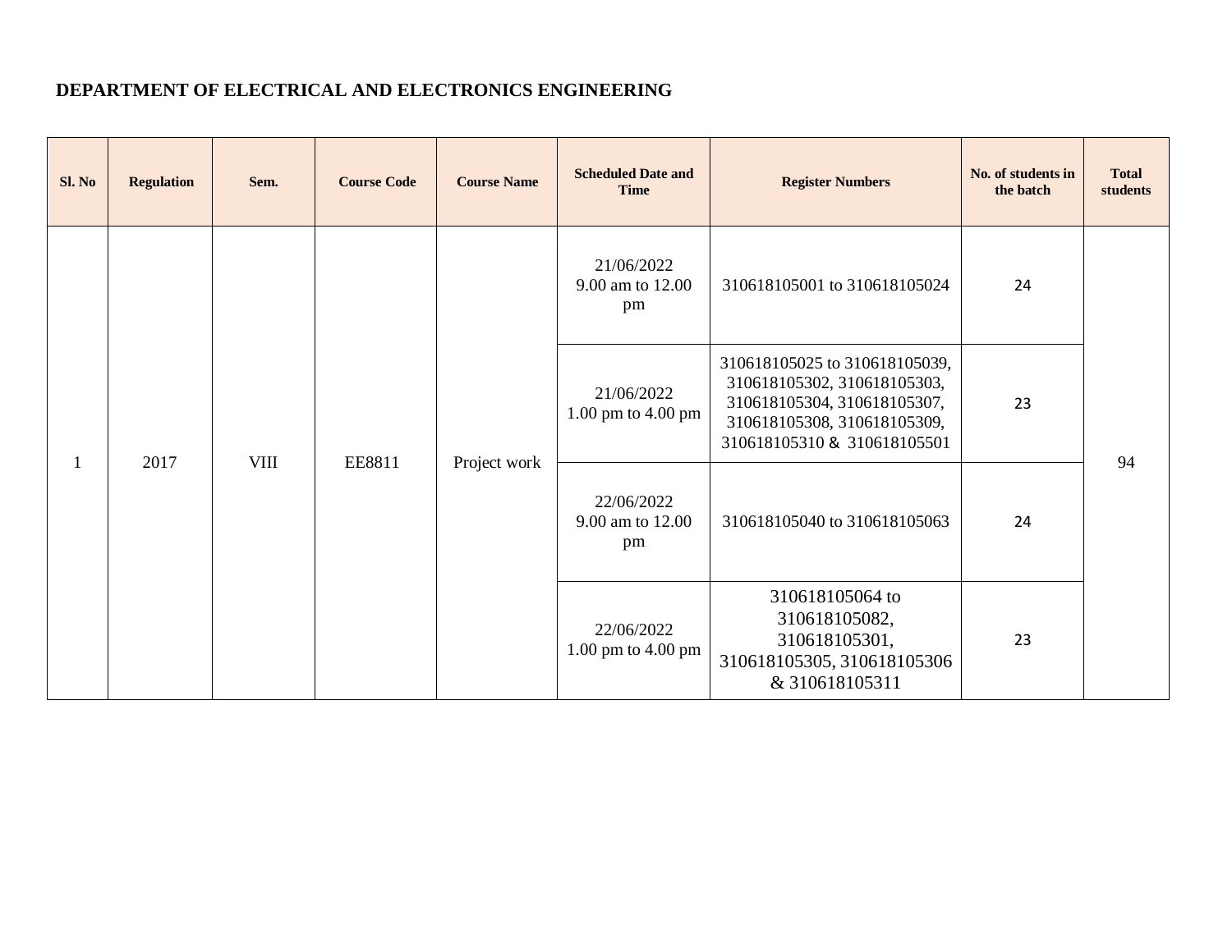**DEPARTMENT OF ELECTRICAL AND ELECTRONICS ENGINEERING**

| Sl. No | Regulation | Sem. | Course Code | Course Name | Scheduled Date and Time | Register Numbers | No. of students in the batch | Total students |
|---|---|---|---|---|---|---|---|---|
| 1 | 2017 | VIII | EE8811 | Project work | 21/06/2022 9.00 am to 12.00 pm | 310618105001 to 310618105024 | 24 | 94 |
| | | | | | 21/06/2022 1.00 pm to 4.00 pm | 310618105025 to 310618105039, 310618105302, 310618105303, 310618105304, 310618105307, 310618105308, 310618105309, 310618105310 & 310618105501 | 23 | |
| | | | | | 22/06/2022 9.00 am to 12.00 pm | 310618105040 to 310618105063 | 24 | |
| | | | | | 22/06/2022 1.00 pm to 4.00 pm | 310618105064 to 310618105082, 310618105301, 310618105305, 310618105306 & 310618105311 | 23 | |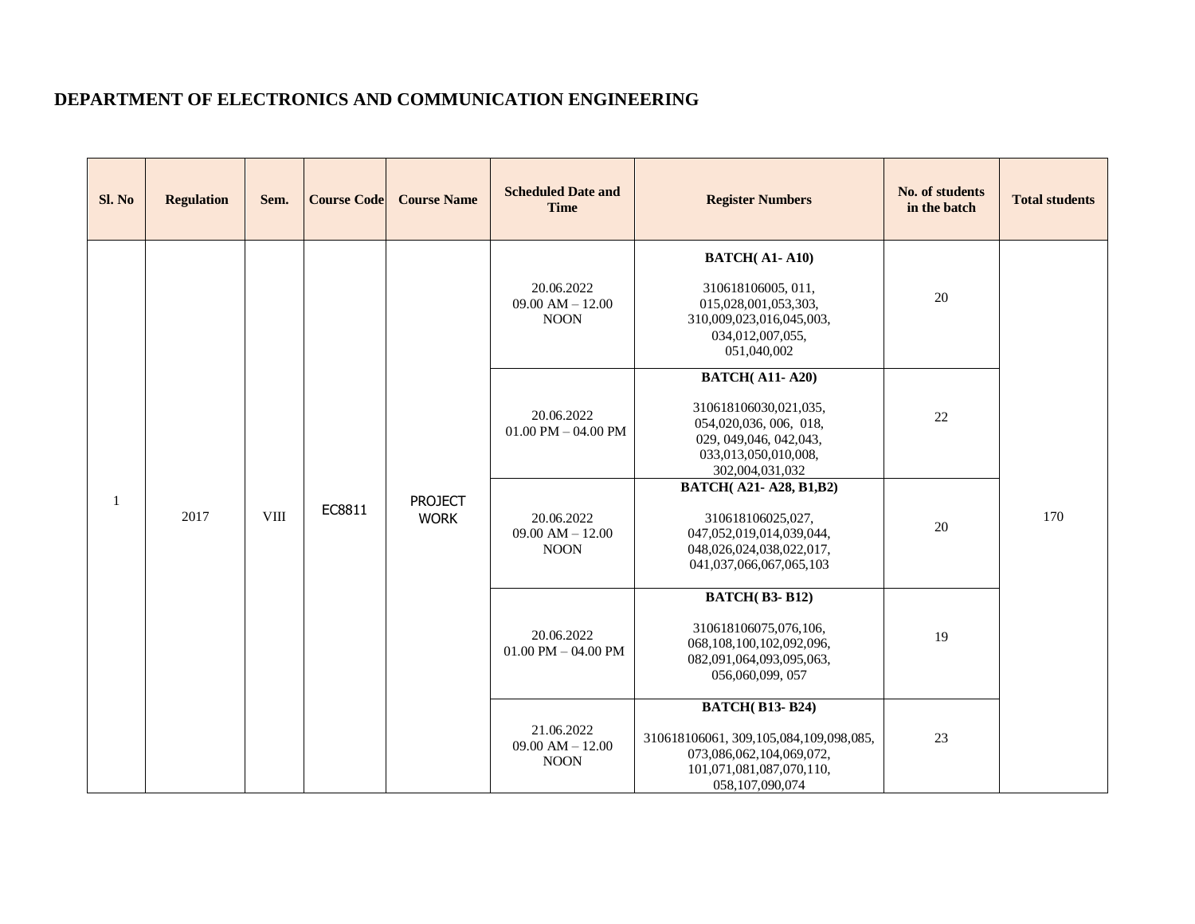## DEPARTMENT OF ELECTRONICS AND COMMUNICATION ENGINEERING

| Sl. No | Regulation | Sem. | Course Code | Course Name | Scheduled Date and Time | Register Numbers | No. of students in the batch | Total students |
|---|---|---|---|---|---|---|---|---|
| 1 | 2017 | VIII | EC8811 | PROJECT WORK | 20.06.2022 09.00 AM – 12.00 NOON | **BATCH( A1- A10)** 310618106005, 011, 015,028,001,053,303, 310,009,023,016,045,003, 034,012,007,055, 051,040,002 | 20 | 170 |
| | | | | | 20.06.2022 01.00 PM – 04.00 PM | **BATCH( A11- A20)** 310618106030,021,035, 054,020,036, 006, 018, 029, 049,046, 042,043, 033,013,050,010,008, 302,004,031,032 | 22 | |
| | | | | | 20.06.2022 09.00 AM – 12.00 NOON | **BATCH( A21- A28, B1,B2)** 310618106025,027, 047,052,019,014,039,044, 048,026,024,038,022,017, 041,037,066,067,065,103 | 20 | |
| | | | | | 20.06.2022 01.00 PM – 04.00 PM | **BATCH( B3- B12)** 310618106075,076,106, 068,108,100,102,092,096, 082,091,064,093,095,063, 056,060,099, 057 | 19 | |
| | | | | | 21.06.2022 09.00 AM – 12.00 NOON | **BATCH( B13- B24)** 310618106061, 309,105,084,109,098,085, 073,086,062,104,069,072, 101,071,081,087,070,110, 058,107,090,074 | 23 | |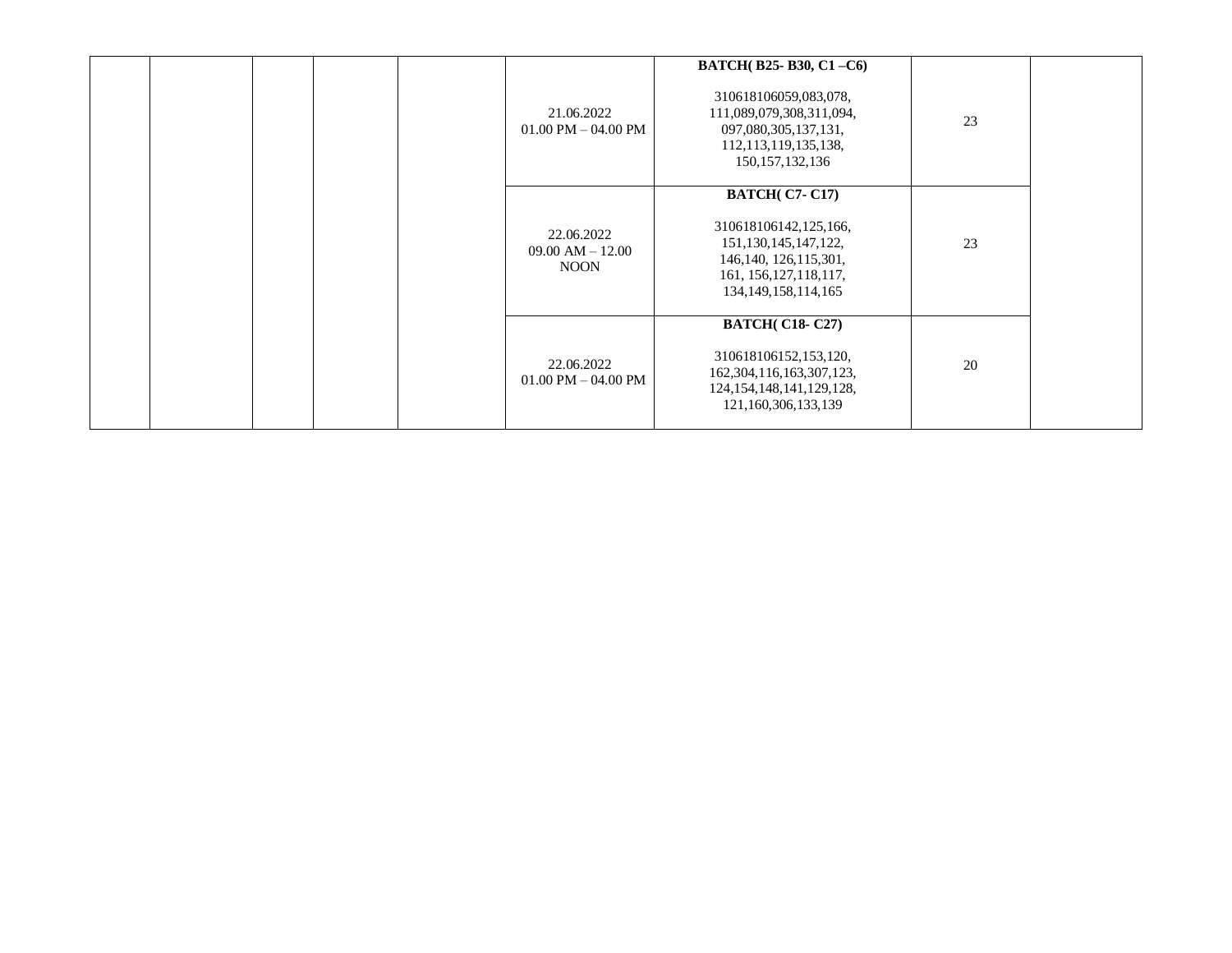| | | | | | | | | |
|---|---|---|---|---|---|---|---|---|
| | | | | | 21.06.2022 01.00 PM – 04.00 PM | **BATCH( B25- B30, C1 –C6)** 310618106059,083,078, 111,089,079,308,311,094, 097,080,305,137,131, 112,113,119,135,138, 150,157,132,136 | 23 | |
| | | | | | 22.06.2022 09.00 AM – 12.00 NOON | **BATCH( C7- C17)** 310618106142,125,166, 151,130,145,147,122, 146,140, 126,115,301, 161, 156,127,118,117, 134,149,158,114,165 | 23 | |
| | | | | | 22.06.2022 01.00 PM – 04.00 PM | **BATCH( C18- C27)** 310618106152,153,120, 162,304,116,163,307,123, 124,154,148,141,129,128, 121,160,306,133,139 | 20 | |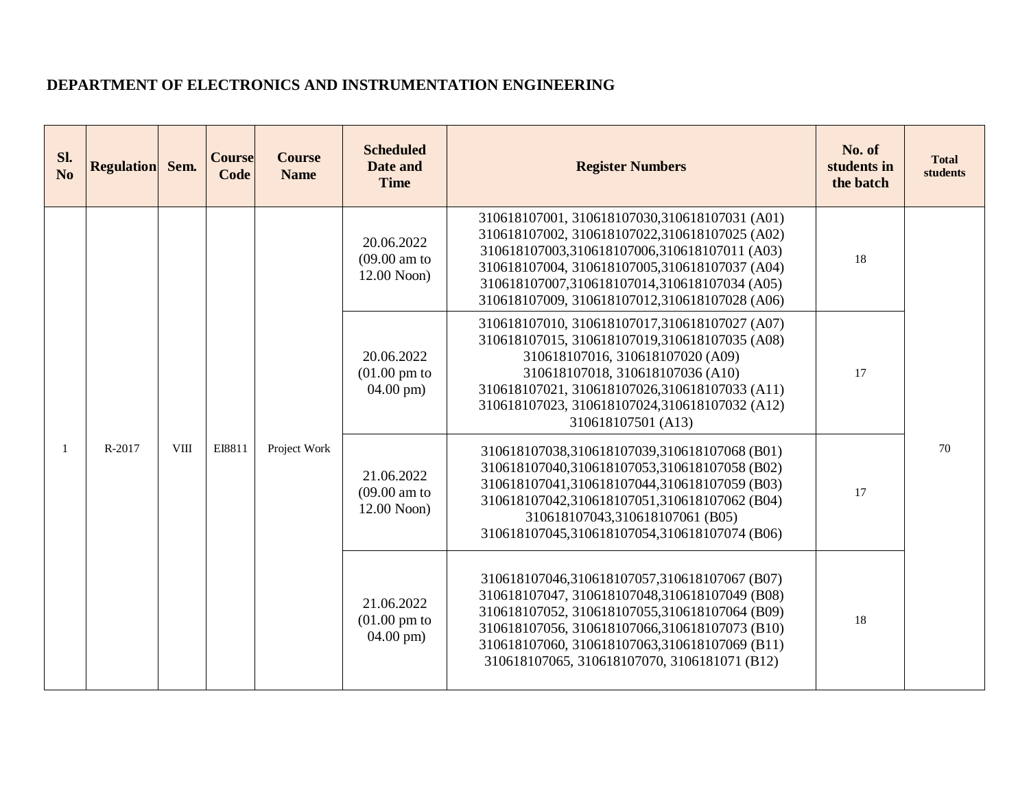**DEPARTMENT OF ELECTRONICS AND INSTRUMENTATION ENGINEERING**

| Sl. No | Regulation | Sem. | Course Code | Course Name | Scheduled Date and Time | Register Numbers | No. of students in the batch | Total students |
|---|---|---|---|---|---|---|---|---|
| 1 | R-2017 | VIII | EI8811 | Project Work | 20.06.2022 (09.00 am to 12.00 Noon) | 310618107001, 310618107030,310618107031 (A01) 310618107002, 310618107022,310618107025 (A02) 310618107003,310618107006,310618107011 (A03) 310618107004, 310618107005,310618107037 (A04) 310618107007,310618107014,310618107034 (A05) 310618107009, 310618107012,310618107028 (A06) | 18 | 70 |
| | | | | | 20.06.2022 (01.00 pm to 04.00 pm) | 310618107010, 310618107017,310618107027 (A07) 310618107015, 310618107019,310618107035 (A08) 310618107016, 310618107020 (A09) 310618107018, 310618107036 (A10) 310618107021, 310618107026,310618107033 (A11) 310618107023, 310618107024,310618107032 (A12) 310618107501 (A13) | 17 | |
| | | | | | 21.06.2022 (09.00 am to 12.00 Noon) | 310618107038,310618107039,310618107068 (B01) 310618107040,310618107053,310618107058 (B02) 310618107041,310618107044,310618107059 (B03) 310618107042,310618107051,310618107062 (B04) 310618107043,310618107061 (B05) 310618107045,310618107054,310618107074 (B06) | 17 | |
| | | | | | 21.06.2022 (01.00 pm to 04.00 pm) | 310618107046,310618107057,310618107067 (B07) 310618107047, 310618107048,310618107049 (B08) 310618107052, 310618107055,310618107064 (B09) 310618107056, 310618107066,310618107073 (B10) 310618107060, 310618107063,310618107069 (B11) 310618107065, 310618107070, 3106181071 (B12) | 18 | |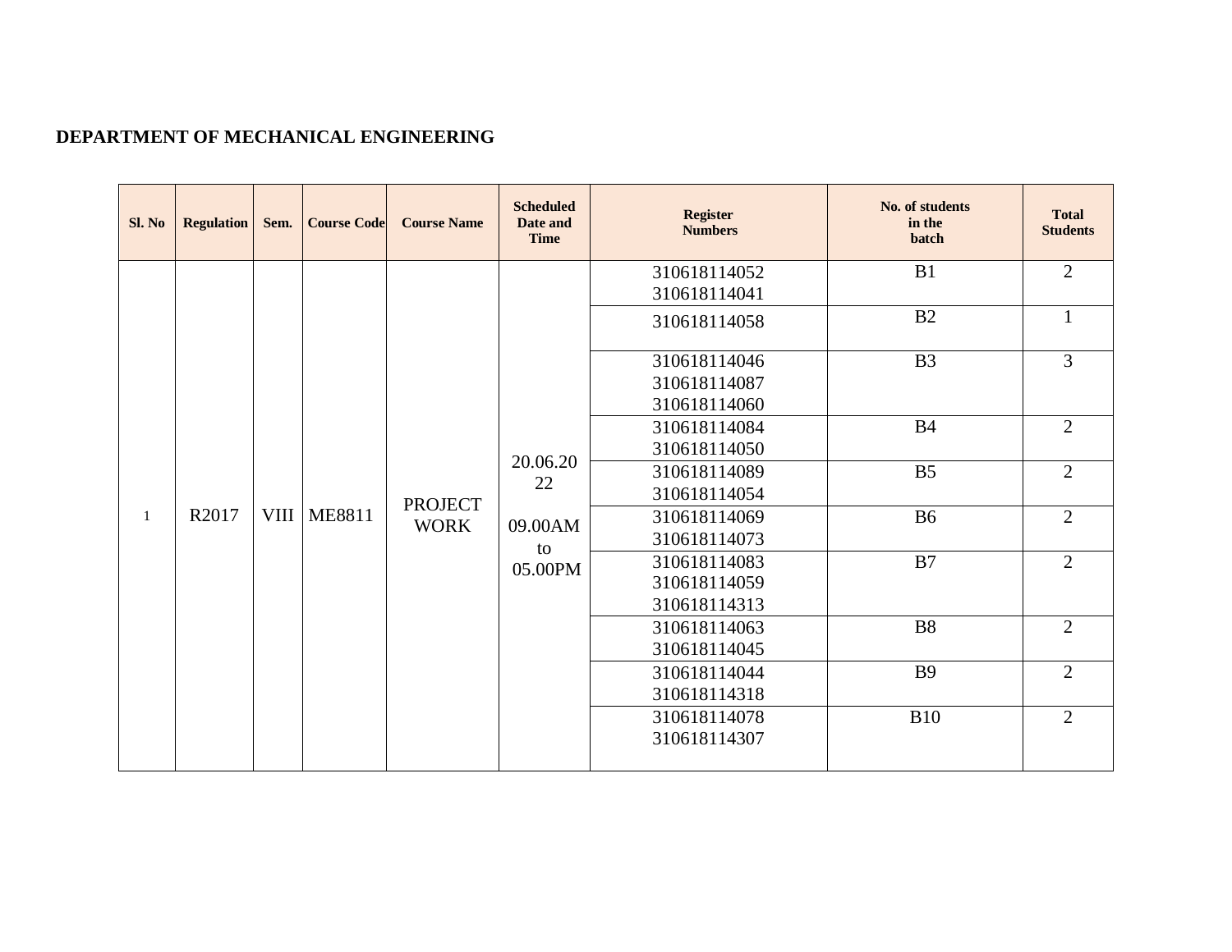**DEPARTMENT OF MECHANICAL ENGINEERING**

| Sl. No | Regulation | Sem. | Course Code | Course Name | Scheduled Date and Time | Register Numbers | No. of students in the batch | Total Students |
|---|---|---|---|---|---|---|---|---|
| 1 | R2017 | VIII | ME8811 | PROJECT WORK | 20.06.2022 09.00AM to 05.00PM | 310618114052 310618114041 | B1 | 2 |
| | | | | | | 310618114058 | B2 | 1 |
| | | | | | | 310618114046 310618114087 310618114060 | B3 | 3 |
| | | | | | | 310618114084 310618114050 | B4 | 2 |
| | | | | | | 310618114089 310618114054 | B5 | 2 |
| | | | | | | 310618114069 310618114073 | B6 | 2 |
| | | | | | | 310618114083 310618114059 310618114313 | B7 | 2 |
| | | | | | | 310618114063 310618114045 | B8 | 2 |
| | | | | | | 310618114044 310618114318 | B9 | 2 |
| | | | | | | 310618114078 310618114307 | B10 | 2 |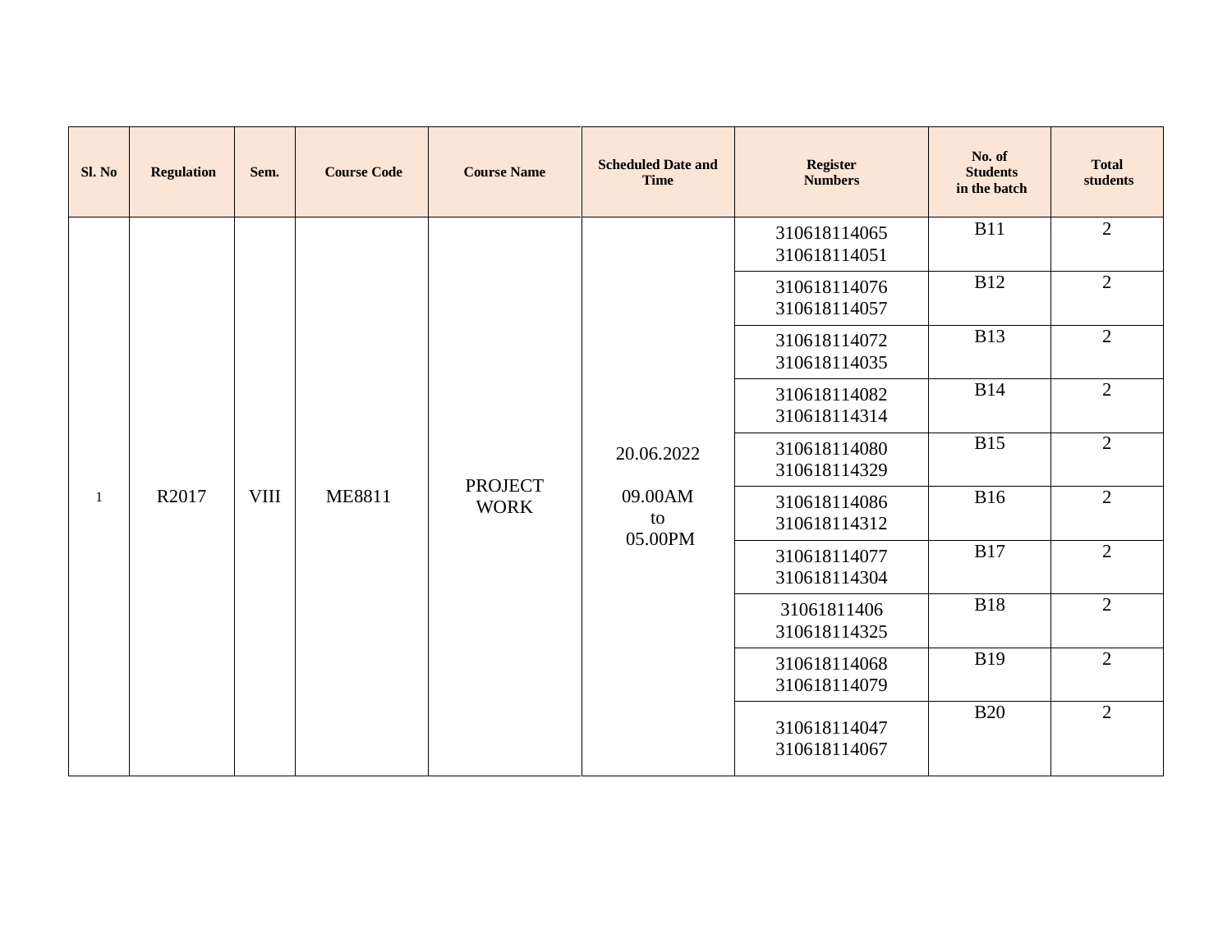| Sl. No | Regulation | Sem. | Course Code | Course Name | Scheduled Date and Time | Register Numbers | No. of Students in the batch | Total students |
|---|---|---|---|---|---|---|---|---|
| 1 | R2017 | VIII | ME8811 | PROJECT WORK | 20.06.2022 09.00AM to 05.00PM | 310618114065 310618114051 | B11 | 2 |
| | | | | | | 310618114076 310618114057 | B12 | 2 |
| | | | | | | 310618114072 310618114035 | B13 | 2 |
| | | | | | | 310618114082 310618114314 | B14 | 2 |
| | | | | | | 310618114080 310618114329 | B15 | 2 |
| | | | | | | 310618114086 310618114312 | B16 | 2 |
| | | | | | | 310618114077 310618114304 | B17 | 2 |
| | | | | | | 31061811406 310618114325 | B18 | 2 |
| | | | | | | 310618114068 310618114079 | B19 | 2 |
| | | | | | | 310618114047 310618114067 | B20 | 2 |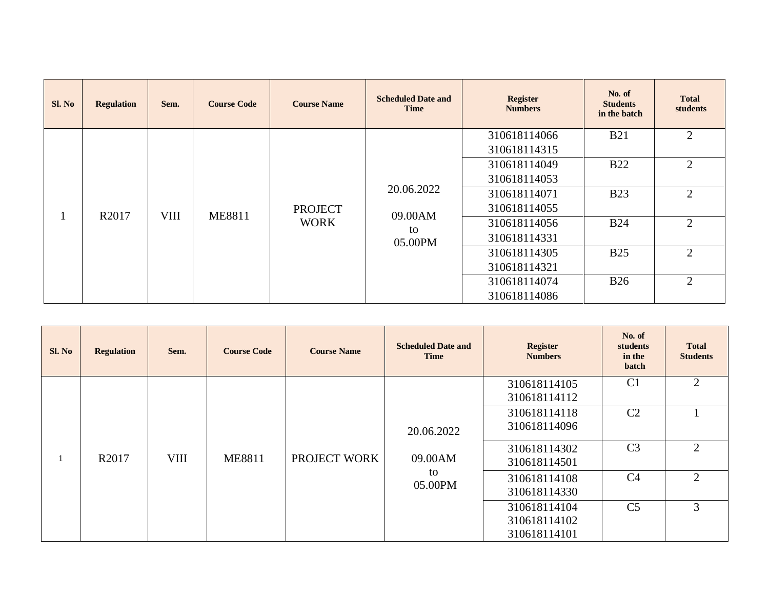| Sl. No | Regulation | Sem. | Course Code | Course Name | Scheduled Date and Time | Register Numbers | No. of Students in the batch | Total students |
|---|---|---|---|---|---|---|---|---|
| 1 | R2017 | VIII | ME8811 | PROJECT WORK | 20.06.2022 09.00AM to 05.00PM | 310618114066 310618114315 | B21 | 2 |
| | | | | | | 310618114049 310618114053 | B22 | 2 |
| | | | | | | 310618114071 310618114055 | B23 | 2 |
| | | | | | | 310618114056 310618114331 | B24 | 2 |
| | | | | | | 310618114305 310618114321 | B25 | 2 |
| | | | | | | 310618114074 310618114086 | B26 | 2 |

| Sl. No | Regulation | Sem. | Course Code | Course Name | Scheduled Date and Time | Register Numbers | No. of students in the batch | Total Students |
|---|---|---|---|---|---|---|---|---|
| 1 | R2017 | VIII | ME8811 | PROJECT WORK | 20.06.2022 09.00AM to 05.00PM | 310618114105 310618114112 | C1 | 2 |
| | | | | | | 310618114118 310618114096 | C2 | 1 |
| | | | | | | 310618114302 310618114501 | C3 | 2 |
| | | | | | | 310618114108 310618114330 | C4 | 2 |
| | | | | | | 310618114104 310618114102 310618114101 | C5 | 3 |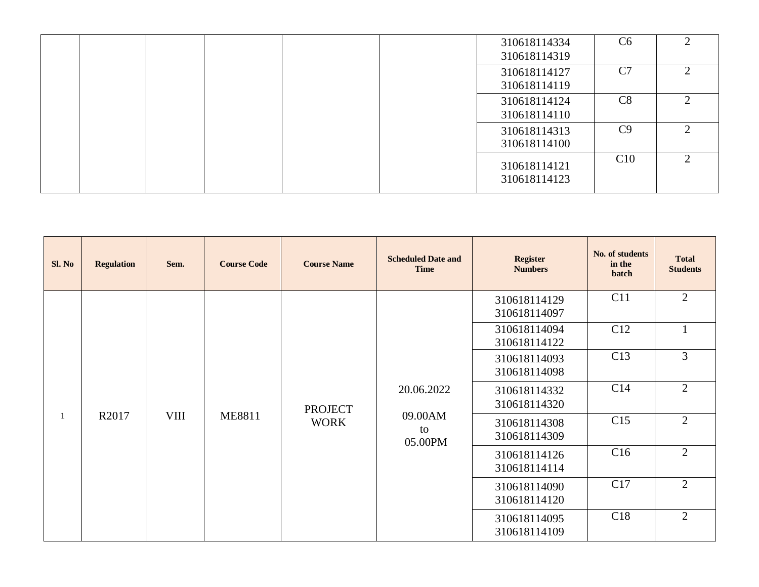| | | | | | | Register Numbers | No. of students in the batch | Total Students |
|---|---|---|---|---|---|---|---|---|
| | | | | | | 310618114334 310618114319 | C6 | 2 |
| | | | | | | 310618114127 310618114119 | C7 | 2 |
| | | | | | | 310618114124 310618114110 | C8 | 2 |
| | | | | | | 310618114313 310618114100 | C9 | 2 |
| | | | | | | 310618114121 310618114123 | C10 | 2 |

| Sl. No | Regulation | Sem. | Course Code | Course Name | Scheduled Date and Time | Register Numbers | No. of students in the batch | Total Students |
|---|---|---|---|---|---|---|---|---|
| 1 | R2017 | VIII | ME8811 | PROJECT WORK | 20.06.2022 09.00AM to 05.00PM | 310618114129 310618114097 | C11 | 2 |
| | | | | | | 310618114094 310618114122 | C12 | 1 |
| | | | | | | 310618114093 310618114098 | C13 | 3 |
| | | | | | | 310618114332 310618114320 | C14 | 2 |
| | | | | | | 310618114308 310618114309 | C15 | 2 |
| | | | | | | 310618114126 310618114114 | C16 | 2 |
| | | | | | | 310618114090 310618114120 | C17 | 2 |
| | | | | | | 310618114095 310618114109 | C18 | 2 |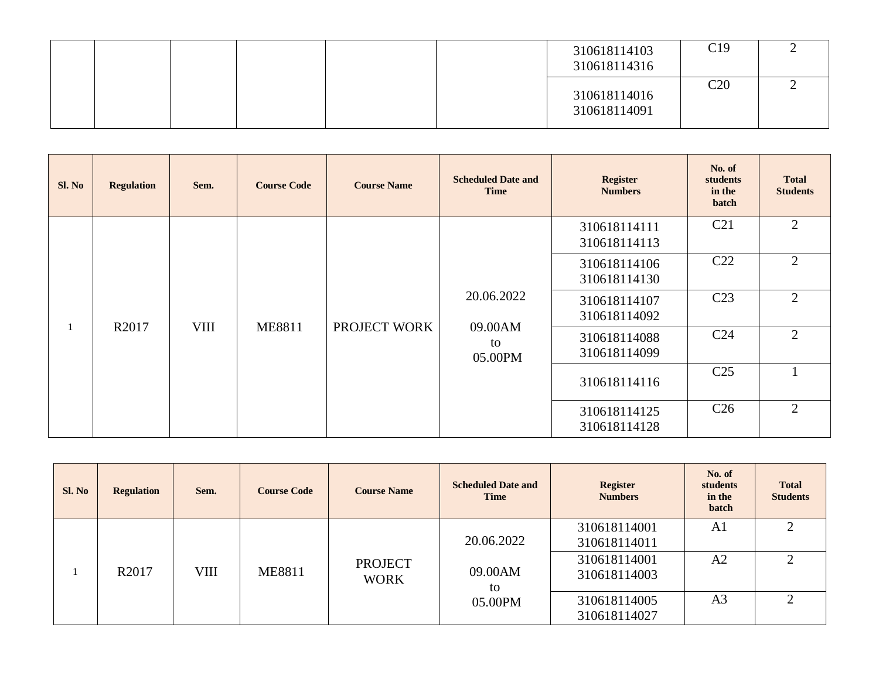| | | | | | | Register Numbers | No. of students in the batch | Total Students |
|---|---|---|---|---|---|---|---|---|
| | | | | | | 310618114103 310618114316 | C19 | 2 |
| | | | | | | 310618114016 310618114091 | C20 | 2 |

| Sl. No | Regulation | Sem. | Course Code | Course Name | Scheduled Date and Time | Register Numbers | No. of students in the batch | Total Students |
|---|---|---|---|---|---|---|---|---|
| 1 | R2017 | VIII | ME8811 | PROJECT WORK | 20.06.2022 09.00AM to 05.00PM | 310618114111 310618114113 | C21 | 2 |
| | | | | | | 310618114106 310618114130 | C22 | 2 |
| | | | | | | 310618114107 310618114092 | C23 | 2 |
| | | | | | | 310618114088 310618114099 | C24 | 2 |
| | | | | | | 310618114116 | C25 | 1 |
| | | | | | | 310618114125 310618114128 | C26 | 2 |

| Sl. No | Regulation | Sem. | Course Code | Course Name | Scheduled Date and Time | Register Numbers | No. of students in the batch | Total Students |
|---|---|---|---|---|---|---|---|---|
| 1 | R2017 | VIII | ME8811 | PROJECT WORK | 20.06.2022 09.00AM to 05.00PM | 310618114001 310618114011 | A1 | 2 |
| | | | | | | 310618114001 310618114003 | A2 | 2 |
| | | | | | | 310618114005 310618114027 | A3 | 2 |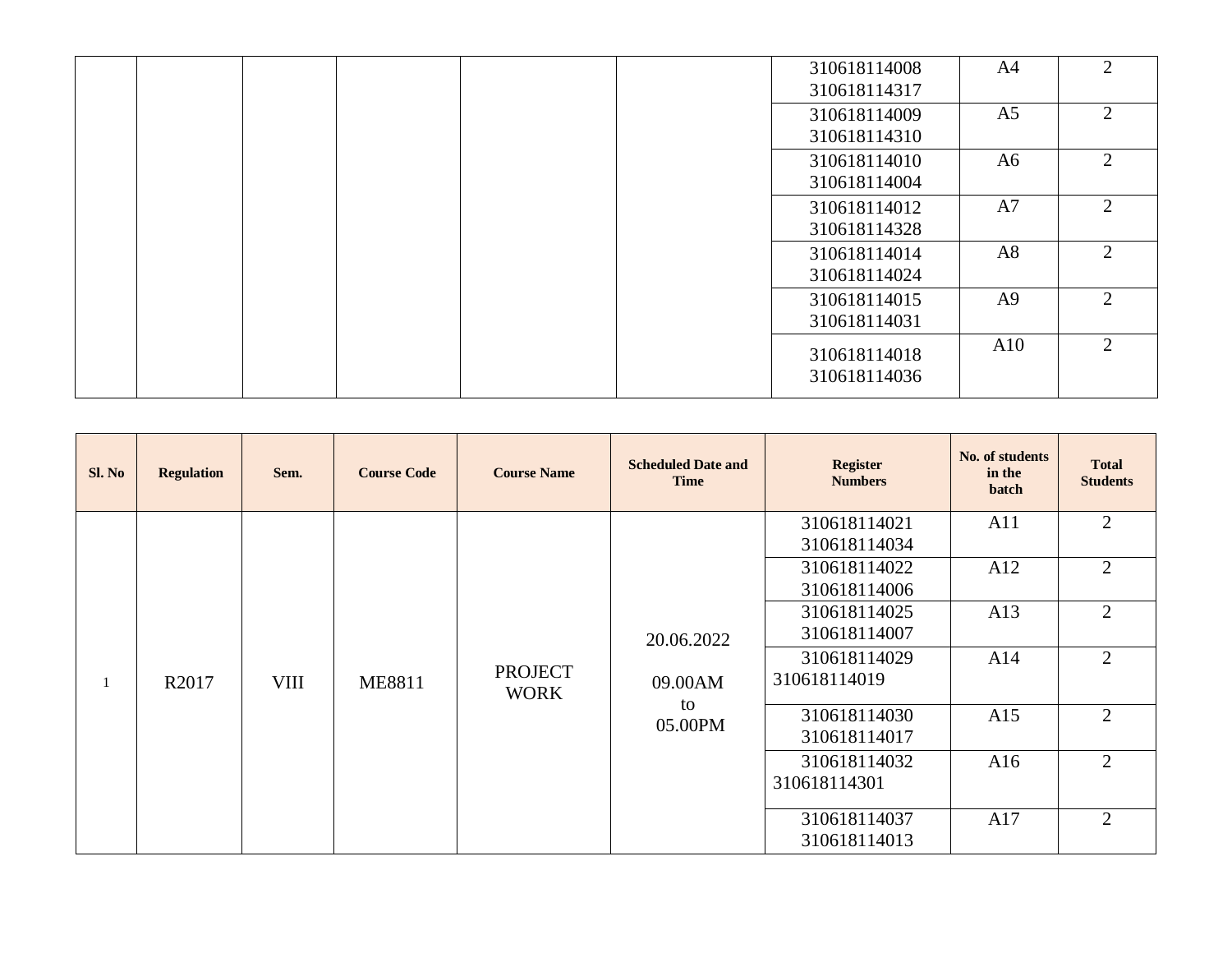| | | | | | | | | |
|---|---|---|---|---|---|---|---|---|
| | | | | | | 310618114008 310618114317 | A4 | 2 |
| | | | | | | 310618114009 310618114310 | A5 | 2 |
| | | | | | | 310618114010 310618114004 | A6 | 2 |
| | | | | | | 310618114012 310618114328 | A7 | 2 |
| | | | | | | 310618114014 310618114024 | A8 | 2 |
| | | | | | | 310618114015 310618114031 | A9 | 2 |
| | | | | | | 310618114018 310618114036 | A10 | 2 |

| Sl. No | Regulation | Sem. | Course Code | Course Name | Scheduled Date and Time | Register Numbers | No. of students in the batch | Total Students |
|---|---|---|---|---|---|---|---|---|
| 1 | R2017 | VIII | ME8811 | PROJECT WORK | 20.06.2022 09.00AM to 05.00PM | 310618114021 310618114034 | A11 | 2 |
| | | | | | | 310618114022 310618114006 | A12 | 2 |
| | | | | | | 310618114025 310618114007 | A13 | 2 |
| | | | | | | 310618114029 310618114019 | A14 | 2 |
| | | | | | | 310618114030 310618114017 | A15 | 2 |
| | | | | | | 310618114032 310618114301 | A16 | 2 |
| | | | | | | 310618114037 310618114013 | A17 | 2 |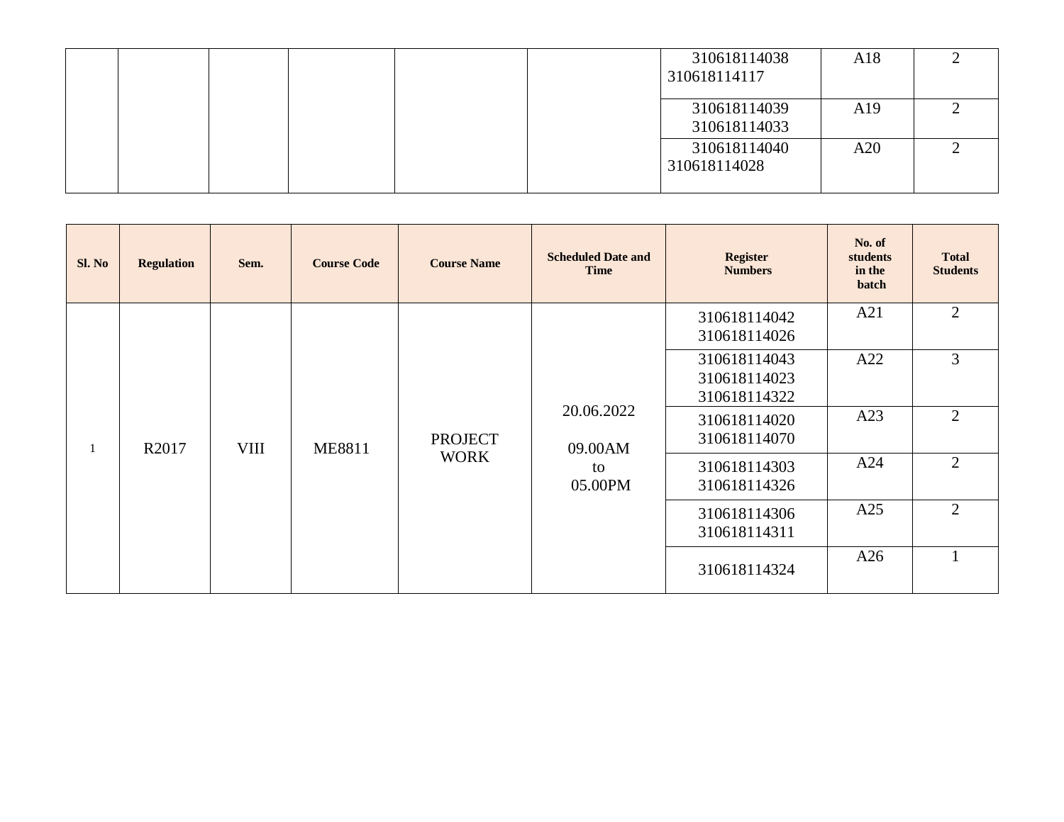| | | | | | | Register Numbers | No. of students in the batch | Total Students |
|---|---|---|---|---|---|---|---|---|
| | | | | | | 310618114038<br>310618114117 | A18 | 2 |
| | | | | | | 310618114039<br>310618114033 | A19 | 2 |
| | | | | | | 310618114040<br>310618114028 | A20 | 2 |

| Sl. No | Regulation | Sem. | Course Code | Course Name | Scheduled Date and Time | Register Numbers | No. of students in the batch | Total Students |
|---|---|---|---|---|---|---|---|---|
| 1 | R2017 | VIII | ME8811 | PROJECT WORK | 20.06.2022<br>09.00AM to 05.00PM | 310618114042<br>310618114026 | A21 | 2 |
| | | | | | | 310618114043<br>310618114023<br>310618114322 | A22 | 3 |
| | | | | | | 310618114020<br>310618114070 | A23 | 2 |
| | | | | | | 310618114303<br>310618114326 | A24 | 2 |
| | | | | | | 310618114306<br>310618114311 | A25 | 2 |
| | | | | | | 310618114324 | A26 | 1 |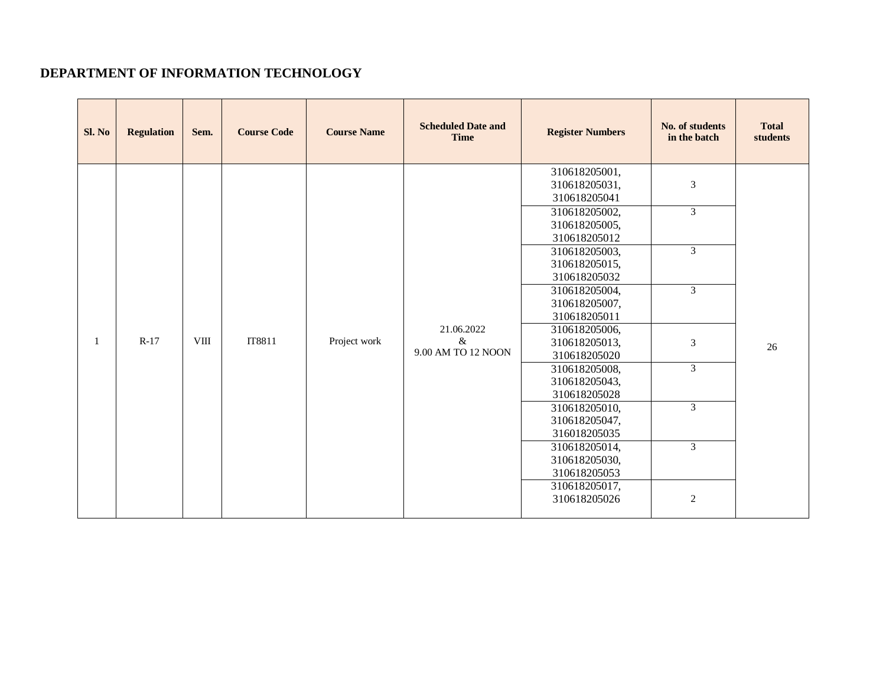**DEPARTMENT OF INFORMATION TECHNOLOGY**

| Sl. No | Regulation | Sem. | Course Code | Course Name | Scheduled Date and Time | Register Numbers | No. of students in the batch | Total students |
|---|---|---|---|---|---|---|---|---|
| 1 | R-17 | VIII | IT8811 | Project work | 21.06.2022 & 9.00 AM TO 12 NOON | 310618205001, 310618205031, 310618205041 | 3 | 26 |
| | | | | | | 310618205002, 310618205005, 310618205012 | 3 | |
| | | | | | | 310618205003, 310618205015, 310618205032 | 3 | |
| | | | | | | 310618205004, 310618205007, 310618205011 | 3 | |
| | | | | | | 310618205006, 310618205013, 310618205020 | 3 | |
| | | | | | | 310618205008, 310618205043, 310618205028 | 3 | |
| | | | | | | 310618205010, 310618205047, 316018205035 | 3 | |
| | | | | | | 310618205014, 310618205030, 310618205053 | 3 | |
| | | | | | | 310618205017, 310618205026 | 2 | |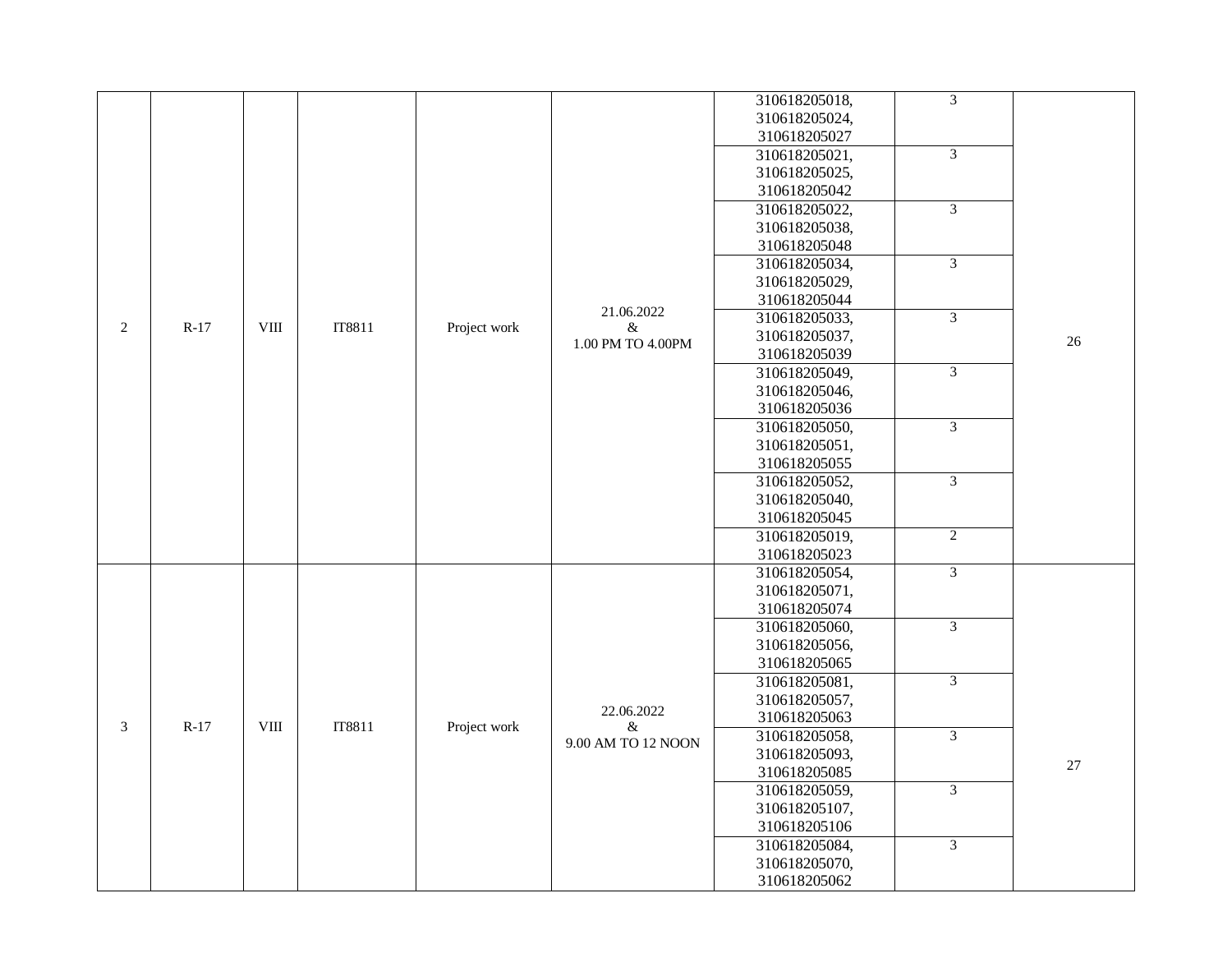| | | | | | | | | |
|---|---|---|---|---|---|---|---|---|
| 2 | R-17 | VIII | IT8811 | Project work | 21.06.2022 & 1.00 PM TO 4.00PM | 310618205018, 310618205024, 310618205027 | 3 | 26 |
| | | | | | | 310618205021, 310618205025, 310618205042 | 3 | |
| | | | | | | 310618205022, 310618205038, 310618205048 | 3 | |
| | | | | | | 310618205034, 310618205029, 310618205044 | 3 | |
| | | | | | | 310618205033, 310618205037, 310618205039 | 3 | |
| | | | | | | 310618205049, 310618205046, 310618205036 | 3 | |
| | | | | | | 310618205050, 310618205051, 310618205055 | 3 | |
| | | | | | | 310618205052, 310618205040, 310618205045 | 3 | |
| | | | | | | 310618205019, 310618205023 | 2 | |
| 3 | R-17 | VIII | IT8811 | Project work | 22.06.2022 & 9.00 AM TO 12 NOON | 310618205054, 310618205071, 310618205074 | 3 | 27 |
| | | | | | | 310618205060, 310618205056, 310618205065 | 3 | |
| | | | | | | 310618205081, 310618205057, 310618205063 | 3 | |
| | | | | | | 310618205058, 310618205093, 310618205085 | 3 | |
| | | | | | | 310618205059, 310618205107, 310618205106 | 3 | |
| | | | | | | 310618205084, 310618205070, 310618205062 | 3 | |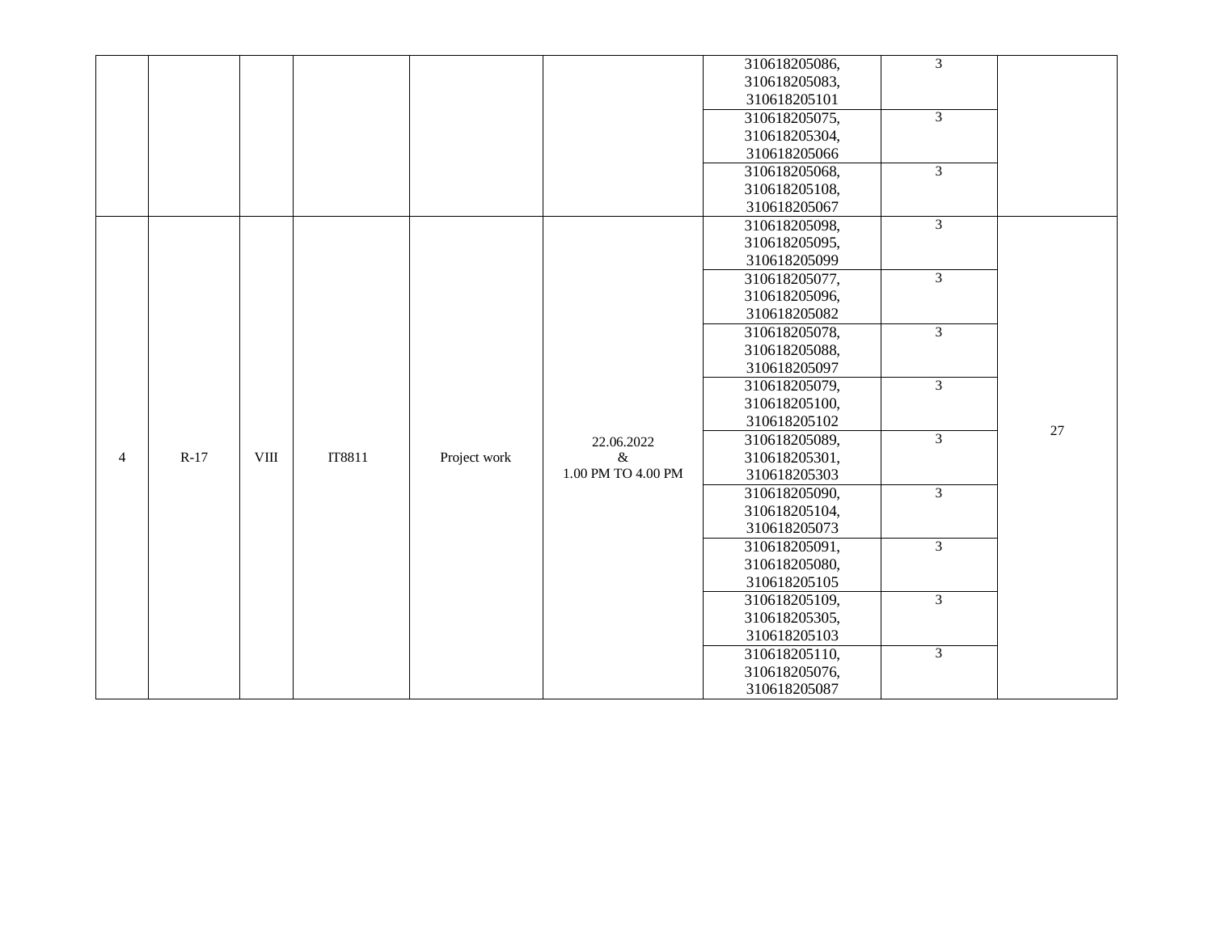| | | | | | | | | |
|---|---|---|---|---|---|---|---|---|
| | | | | | | 310618205086, 310618205083, 310618205101 | 3 | |
| | | | | | | 310618205075, 310618205304, 310618205066 | 3 | |
| | | | | | | 310618205068, 310618205108, 310618205067 | 3 | |
| 4 | R-17 | VIII | IT8811 | Project work | 22.06.2022 & 1.00 PM TO 4.00 PM | 310618205098, 310618205095, 310618205099 | 3 | 27 |
| | | | | | | 310618205077, 310618205096, 310618205082 | 3 | |
| | | | | | | 310618205078, 310618205088, 310618205097 | 3 | |
| | | | | | | 310618205079, 310618205100, 310618205102 | 3 | |
| | | | | | | 310618205089, 310618205301, 310618205303 | 3 | |
| | | | | | | 310618205090, 310618205104, 310618205073 | 3 | |
| | | | | | | 310618205091, 310618205080, 310618205105 | 3 | |
| | | | | | | 310618205109, 310618205305, 310618205103 | 3 | |
| | | | | | | 310618205110, 310618205076, 310618205087 | 3 | |